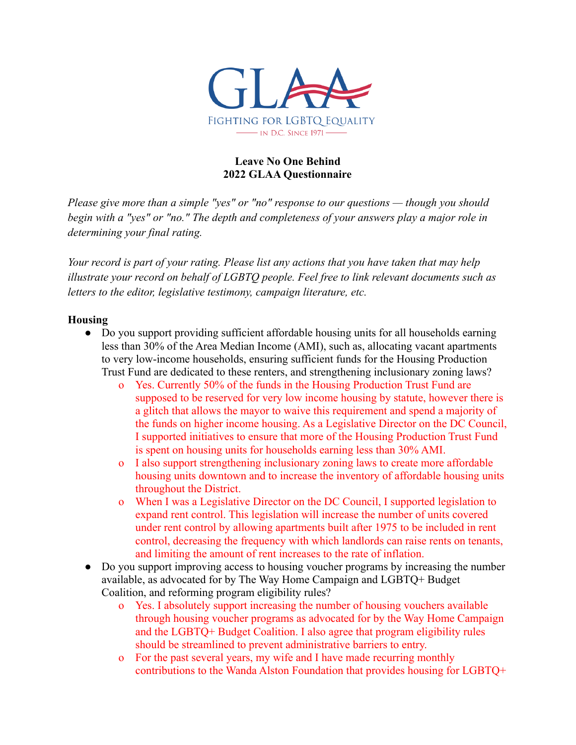GLAA

FIGHTING FOR LGBTQ EQUALITY
IN D.C. SINCE 1971

**Leave No One Behind**
**2022 GLAA Questionnaire**

*Please give more than a simple "yes" or "no" response to our questions — though you should begin with a "yes" or "no." The depth and completeness of your answers play a major role in determining your final rating.*

*Your record is part of your rating. Please list any actions that you have taken that may help illustrate your record on behalf of LGBTQ people. Feel free to link relevant documents such as letters to the editor, legislative testimony, campaign literature, etc.*

**Housing**

- Do you support providing sufficient affordable housing units for all households earning less than 30% of the Area Median Income (AMI), such as, allocating vacant apartments to very low-income households, ensuring sufficient funds for the Housing Production Trust Fund are dedicated to these renters, and strengthening inclusionary zoning laws?
    - Yes. Currently 50% of the funds in the Housing Production Trust Fund are supposed to be reserved for very low income housing by statute, however there is a glitch that allows the mayor to waive this requirement and spend a majority of the funds on higher income housing. As a Legislative Director on the DC Council, I supported initiatives to ensure that more of the Housing Production Trust Fund is spent on housing units for households earning less than 30% AMI.
    - I also support strengthening inclusionary zoning laws to create more affordable housing units downtown and to increase the inventory of affordable housing units throughout the District.
    - When I was a Legislative Director on the DC Council, I supported legislation to expand rent control. This legislation will increase the number of units covered under rent control by allowing apartments built after 1975 to be included in rent control, decreasing the frequency with which landlords can raise rents on tenants, and limiting the amount of rent increases to the rate of inflation.
- Do you support improving access to housing voucher programs by increasing the number available, as advocated for by The Way Home Campaign and LGBTQ+ Budget Coalition, and reforming program eligibility rules?
    - Yes. I absolutely support increasing the number of housing vouchers available through housing voucher programs as advocated for by the Way Home Campaign and the LGBTQ+ Budget Coalition. I also agree that program eligibility rules should be streamlined to prevent administrative barriers to entry.
    - For the past several years, my wife and I have made recurring monthly contributions to the Wanda Alston Foundation that provides housing for LGBTQ+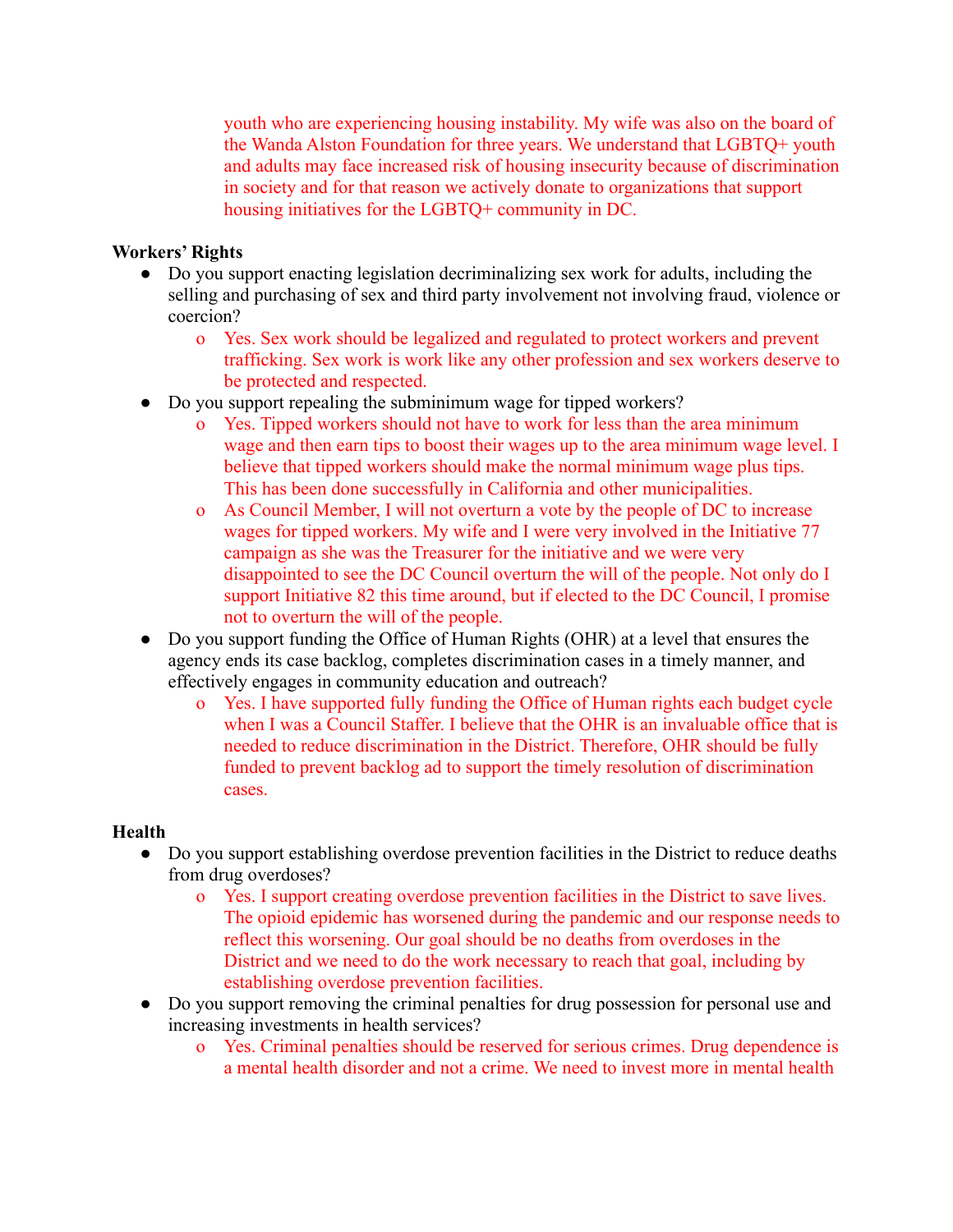youth who are experiencing housing instability. My wife was also on the board of the Wanda Alston Foundation for three years. We understand that LGBTQ+ youth and adults may face increased risk of housing insecurity because of discrimination in society and for that reason we actively donate to organizations that support housing initiatives for the LGBTQ+ community in DC.

**Workers' Rights**

- Do you support enacting legislation decriminalizing sex work for adults, including the selling and purchasing of sex and third party involvement not involving fraud, violence or coercion?
  - Yes. Sex work should be legalized and regulated to protect workers and prevent trafficking. Sex work is work like any other profession and sex workers deserve to be protected and respected.
- Do you support repealing the subminimum wage for tipped workers?
  - Yes. Tipped workers should not have to work for less than the area minimum wage and then earn tips to boost their wages up to the area minimum wage level. I believe that tipped workers should make the normal minimum wage plus tips. This has been done successfully in California and other municipalities.
  - As Council Member, I will not overturn a vote by the people of DC to increase wages for tipped workers. My wife and I were very involved in the Initiative 77 campaign as she was the Treasurer for the initiative and we were very disappointed to see the DC Council overturn the will of the people. Not only do I support Initiative 82 this time around, but if elected to the DC Council, I promise not to overturn the will of the people.
- Do you support funding the Office of Human Rights (OHR) at a level that ensures the agency ends its case backlog, completes discrimination cases in a timely manner, and effectively engages in community education and outreach?
  - Yes. I have supported fully funding the Office of Human rights each budget cycle when I was a Council Staffer. I believe that the OHR is an invaluable office that is needed to reduce discrimination in the District. Therefore, OHR should be fully funded to prevent backlog ad to support the timely resolution of discrimination cases.

**Health**

- Do you support establishing overdose prevention facilities in the District to reduce deaths from drug overdoses?
  - Yes. I support creating overdose prevention facilities in the District to save lives. The opioid epidemic has worsened during the pandemic and our response needs to reflect this worsening. Our goal should be no deaths from overdoses in the District and we need to do the work necessary to reach that goal, including by establishing overdose prevention facilities.
- Do you support removing the criminal penalties for drug possession for personal use and increasing investments in health services?
  - Yes. Criminal penalties should be reserved for serious crimes. Drug dependence is a mental health disorder and not a crime. We need to invest more in mental health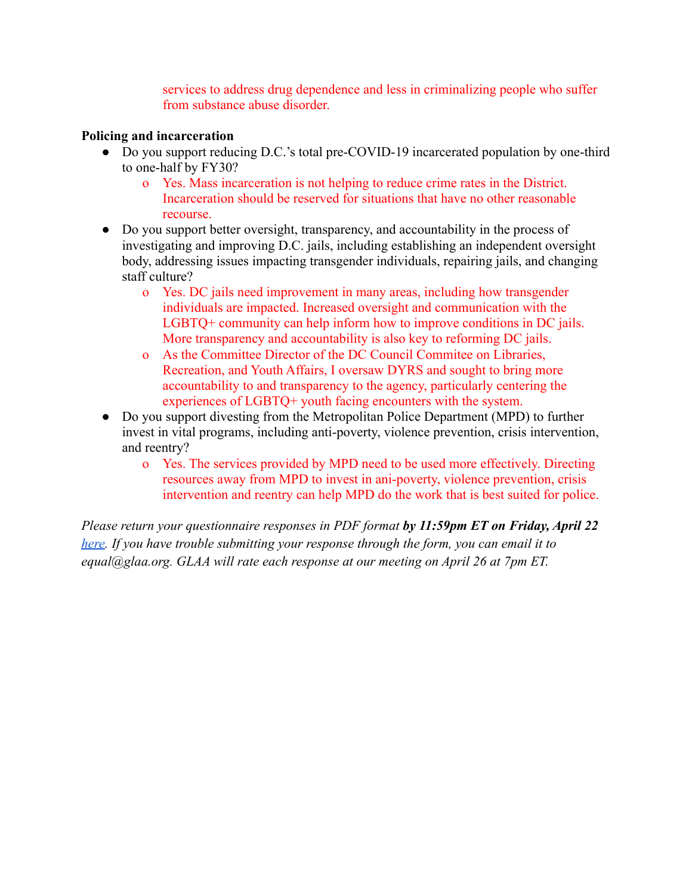services to address drug dependence and less in criminalizing people who suffer from substance abuse disorder.

**Policing and incarceration**

- Do you support reducing D.C.'s total pre-COVID-19 incarcerated population by one-third to one-half by FY30?
  - Yes. Mass incarceration is not helping to reduce crime rates in the District. Incarceration should be reserved for situations that have no other reasonable recourse.
- Do you support better oversight, transparency, and accountability in the process of investigating and improving D.C. jails, including establishing an independent oversight body, addressing issues impacting transgender individuals, repairing jails, and changing staff culture?
  - Yes. DC jails need improvement in many areas, including how transgender individuals are impacted. Increased oversight and communication with the LGBTQ+ community can help inform how to improve conditions in DC jails. More transparency and accountability is also key to reforming DC jails.
  - As the Committee Director of the DC Council Commitee on Libraries, Recreation, and Youth Affairs, I oversaw DYRS and sought to bring more accountability to and transparency to the agency, particularly centering the experiences of LGBTQ+ youth facing encounters with the system.
- Do you support divesting from the Metropolitan Police Department (MPD) to further invest in vital programs, including anti-poverty, violence prevention, crisis intervention, and reentry?
  - Yes. The services provided by MPD need to be used more effectively. Directing resources away from MPD to invest in ani-poverty, violence prevention, crisis intervention and reentry can help MPD do the work that is best suited for police.

*Please return your questionnaire responses in PDF format* ***by 11:59pm ET on Friday, April 22*** *[here](). If you have trouble submitting your response through the form, you can email it to equal@glaa.org. GLAA will rate each response at our meeting on April 26 at 7pm ET.*